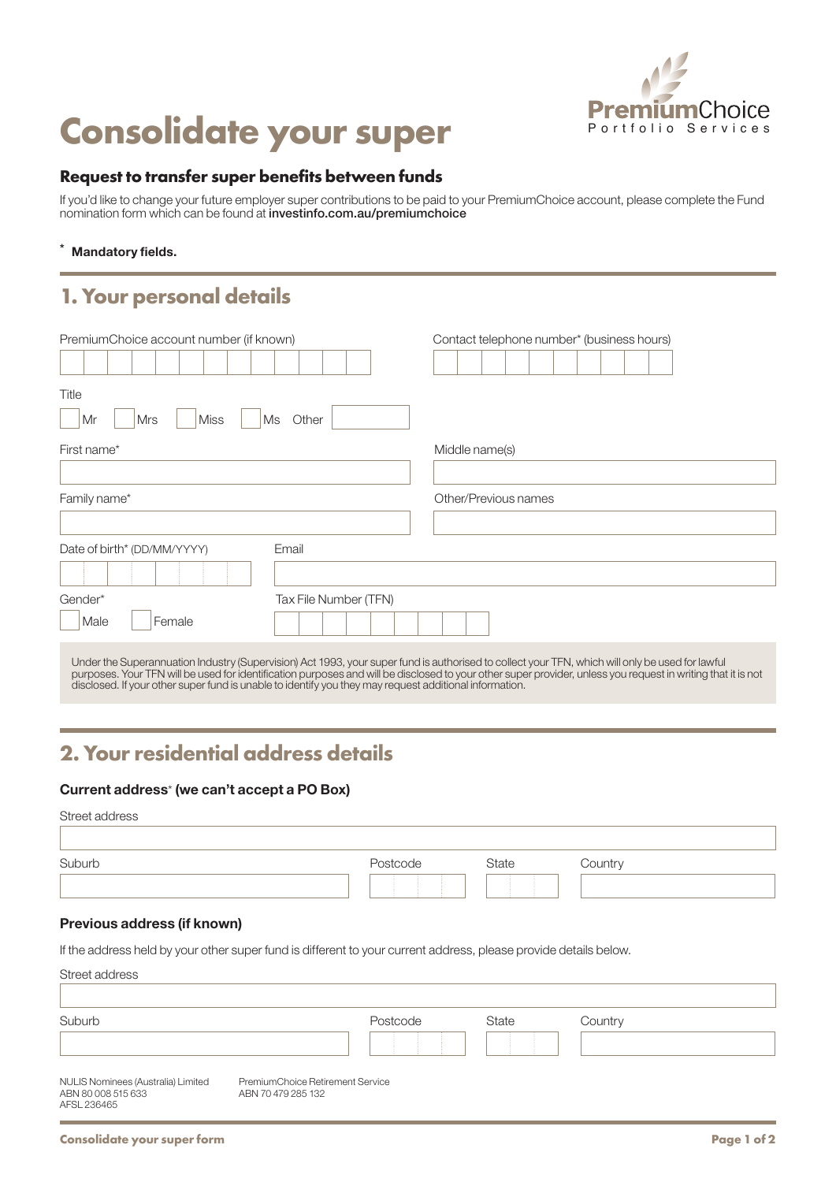# Consolidate your super

PremiumChoice Portfolio Services

### Request to transfer super benefits between funds

If you'd like to change your future employer super contributions to be paid to your PremiumChoice account, please complete the Fund nomination form which can be found at **investinfo.com.au/premiumchoice**

* **Mandatory fields.**

## 1. Your personal details

PremiumChoice account number (if known)

Contact telephone number* (business hours)

Title

☐ Mr ☐ Mrs ☐ Miss ☐ Ms Other ______

First name*

Middle name(s)

Family name*

Other/Previous names

Date of birth* (DD/MM/YYYY)

Email

Gender*

☐ Male ☐ Female

Tax File Number (TFN)

Under the Superannuation Industry (Supervision) Act 1993, your super fund is authorised to collect your TFN, which will only be used for lawful purposes. Your TFN will be used for identification purposes and will be disclosed to your other super provider, unless you request in writing that it is not disclosed. If your other super fund is unable to identify you they may request additional information.

## 2. Your residential address details

**Current address* (we can't accept a PO Box)**

Street address

Suburb

Postcode

State

Country

**Previous address (if known)**

If the address held by your other super fund is different to your current address, please provide details below.

Street address

Suburb

Postcode

State

Country

NULIS Nominees (Australia) Limited
ABN 80 008 515 633
AFSL 236465

PremiumChoice Retirement Service
ABN 70 479 285 132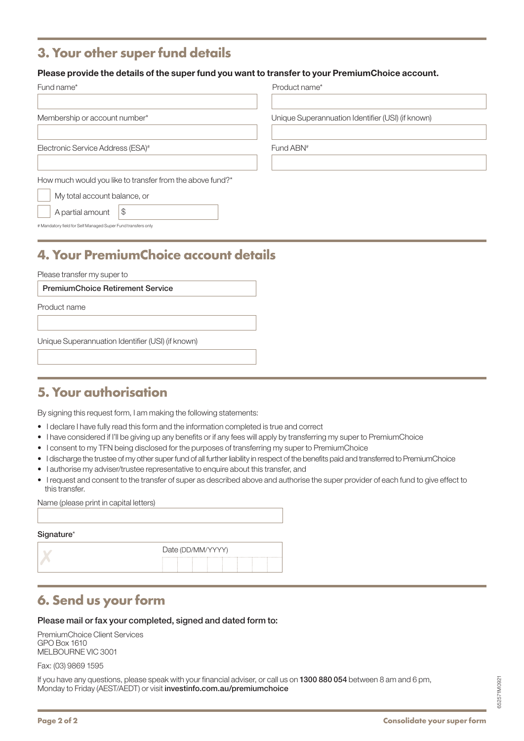## 3. Your other super fund details

**Please provide the details of the super fund you want to transfer to your PremiumChoice account.**

Fund name*

Product name*

Membership or account number*

Unique Superannuation Identifier (USI) (if known)

Electronic Service Address (ESA)#

Fund ABN#

How much would you like to transfer from the above fund?*

☐ My total account balance, or

☐ A partial amount $

# Mandatory field for Self Managed Super Fund transfers only

## 4. Your PremiumChoice account details

Please transfer my super to

PremiumChoice Retirement Service

Product name

Unique Superannuation Identifier (USI) (if known)

## 5. Your authorisation

By signing this request form, I am making the following statements:

- I declare I have fully read this form and the information completed is true and correct
- I have considered if I'll be giving up any benefits or if any fees will apply by transferring my super to PremiumChoice
- I consent to my TFN being disclosed for the purposes of transferring my super to PremiumChoice
- I discharge the trustee of my other super fund of all further liability in respect of the benefits paid and transferred to PremiumChoice
- I authorise my adviser/trustee representative to enquire about this transfer, and
- I request and consent to the transfer of super as described above and authorise the super provider of each fund to give effect to this transfer.

Name (please print in capital letters)

Signature*

Date (DD/MM/YYYY)

## 6. Send us your form

**Please mail or fax your completed, signed and dated form to:**

PremiumChoice Client Services
GPO Box 1610
MELBOURNE VIC 3001

Fax: (03) 9869 1595

If you have any questions, please speak with your financial adviser, or call us on **1300 880 054** between 8 am and 6 pm, Monday to Friday (AEST/AEDT) or visit **investinfo.com.au/premiumchoice**

65257M0921